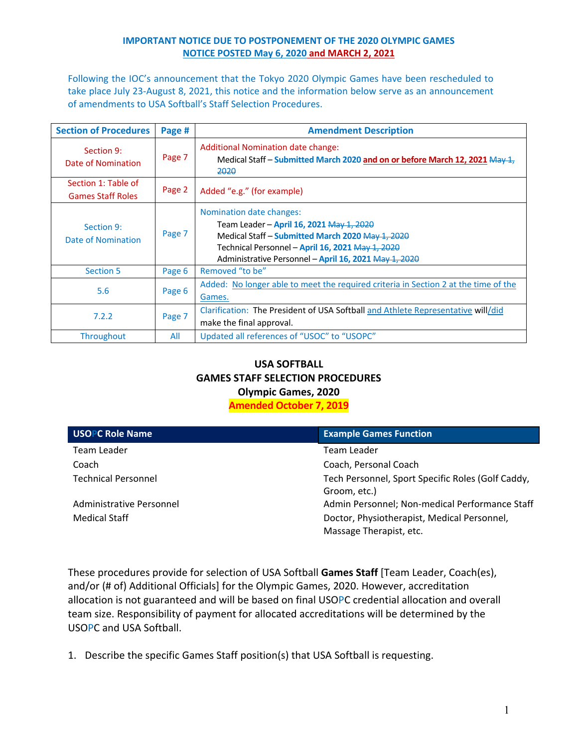**IMPORTANT NOTICE DUE TO POSTPONEMENT OF THE 2020 OLYMPIC GAMES**
**NOTICE POSTED May 6, 2020 and MARCH 2, 2021**

Following the IOC's announcement that the Tokyo 2020 Olympic Games have been rescheduled to take place July 23-August 8, 2021, this notice and the information below serve as an announcement of amendments to USA Softball's Staff Selection Procedures.

| Section of Procedures | Page # | Amendment Description |
|---|---|---|
| Section 9: Date of Nomination | Page 7 | Additional Nomination date change: Medical Staff – **Submitted March 2020 and on or before March 12, 2021** ~~May 1, 2020~~ |
| Section 1: Table of Games Staff Roles | Page 2 | Added "e.g." (for example) |
| Section 9: Date of Nomination | Page 7 | Nomination date changes: Team Leader – **April 16, 2021** ~~May 1, 2020~~ Medical Staff – **Submitted March 2020** ~~May 1, 2020~~ Technical Personnel – **April 16, 2021** ~~May 1, 2020~~ Administrative Personnel – **April 16, 2021** ~~May 1, 2020~~ |
| Section 5 | Page 6 | Removed "to be" |
| 5.6 | Page 6 | Added: No longer able to meet the required criteria in Section 2 at the time of the Games. |
| 7.2.2 | Page 7 | Clarification: The President of USA Softball and Athlete Representative will/did make the final approval. |
| Throughout | All | Updated all references of "USOC" to "USOPC" |

**USA SOFTBALL**
**GAMES STAFF SELECTION PROCEDURES**
**Olympic Games, 2020**
**Amended October 7, 2019**

| USOPC Role Name | Example Games Function |
|---|---|
| Team Leader | Team Leader |
| Coach | Coach, Personal Coach |
| Technical Personnel | Tech Personnel, Sport Specific Roles (Golf Caddy, Groom, etc.) |
| Administrative Personnel | Admin Personnel; Non-medical Performance Staff |
| Medical Staff | Doctor, Physiotherapist, Medical Personnel, Massage Therapist, etc. |

These procedures provide for selection of USA Softball **Games Staff** [Team Leader, Coach(es), and/or (# of) Additional Officials] for the Olympic Games, 2020. However, accreditation allocation is not guaranteed and will be based on final USOPC credential allocation and overall team size. Responsibility of payment for allocated accreditations will be determined by the USOPC and USA Softball.

1. Describe the specific Games Staff position(s) that USA Softball is requesting.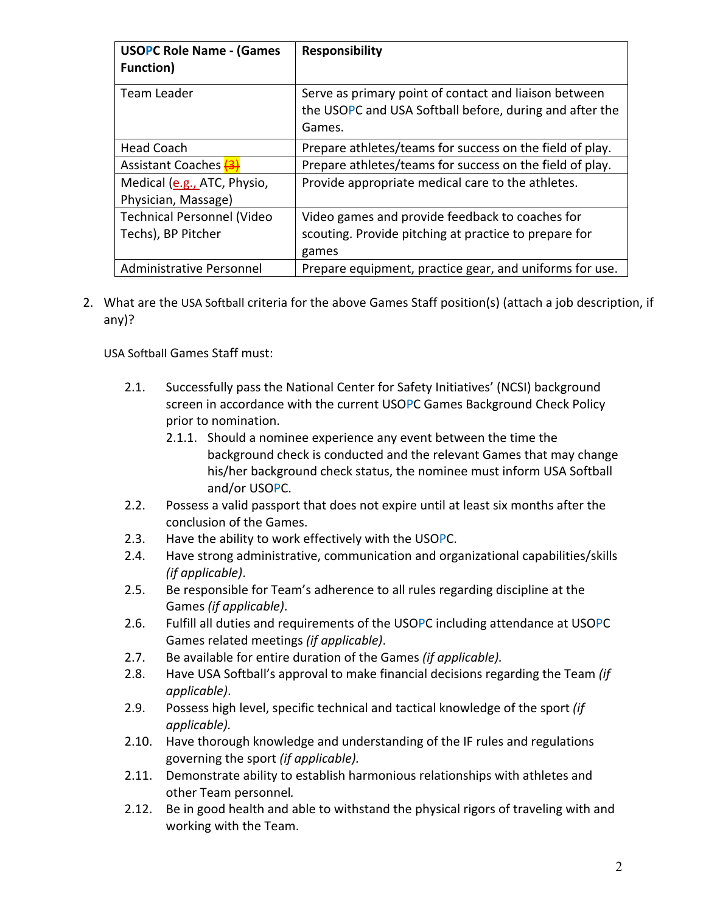| USOPC Role Name - (Games Function) | Responsibility |
|---|---|
| Team Leader | Serve as primary point of contact and liaison between the USOPC and USA Softball before, during and after the Games. |
| Head Coach | Prepare athletes/teams for success on the field of play. |
| Assistant Coaches ~~(3)~~ | Prepare athletes/teams for success on the field of play. |
| Medical (e.g., ATC, Physio, Physician, Massage) | Provide appropriate medical care to the athletes. |
| Technical Personnel (Video Techs), BP Pitcher | Video games and provide feedback to coaches for scouting. Provide pitching at practice to prepare for games |
| Administrative Personnel | Prepare equipment, practice gear, and uniforms for use. |

2. What are the USA Softball criteria for the above Games Staff position(s) (attach a job description, if any)?

USA Softball Games Staff must:

- 2.1. Successfully pass the National Center for Safety Initiatives' (NCSI) background screen in accordance with the current USOPC Games Background Check Policy prior to nomination.
  - 2.1.1. Should a nominee experience any event between the time the background check is conducted and the relevant Games that may change his/her background check status, the nominee must inform USA Softball and/or USOPC.
- 2.2. Possess a valid passport that does not expire until at least six months after the conclusion of the Games.
- 2.3. Have the ability to work effectively with the USOPC.
- 2.4. Have strong administrative, communication and organizational capabilities/skills *(if applicable)*.
- 2.5. Be responsible for Team's adherence to all rules regarding discipline at the Games *(if applicable)*.
- 2.6. Fulfill all duties and requirements of the USOPC including attendance at USOPC Games related meetings *(if applicable)*.
- 2.7. Be available for entire duration of the Games *(if applicable).*
- 2.8. Have USA Softball's approval to make financial decisions regarding the Team *(if applicable)*.
- 2.9. Possess high level, specific technical and tactical knowledge of the sport *(if applicable).*
- 2.10. Have thorough knowledge and understanding of the IF rules and regulations governing the sport *(if applicable).*
- 2.11. Demonstrate ability to establish harmonious relationships with athletes and other Team personnel*.*
- 2.12. Be in good health and able to withstand the physical rigors of traveling with and working with the Team.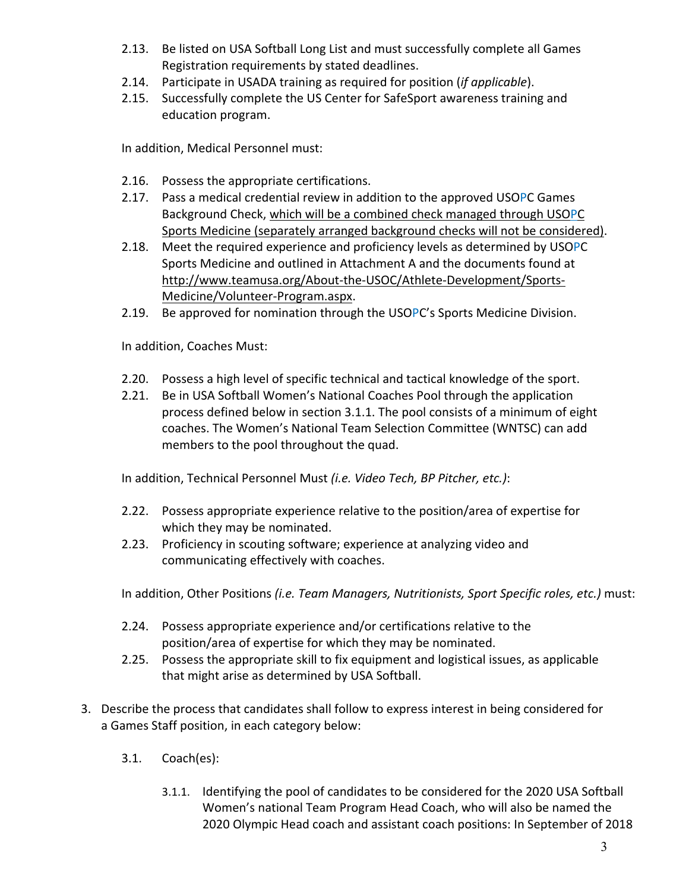2.13. Be listed on USA Softball Long List and must successfully complete all Games Registration requirements by stated deadlines.

2.14. Participate in USADA training as required for position (*if applicable*).

2.15. Successfully complete the US Center for SafeSport awareness training and education program.

In addition, Medical Personnel must:

2.16. Possess the appropriate certifications.

2.17. Pass a medical credential review in addition to the approved USOPC Games Background Check, <u>which will be a combined check managed through USOPC Sports Medicine (separately arranged background checks will not be considered)</u>.

2.18. Meet the required experience and proficiency levels as determined by USOPC Sports Medicine and outlined in Attachment A and the documents found at http://www.teamusa.org/About-the-USOC/Athlete-Development/Sports-Medicine/Volunteer-Program.aspx.

2.19. Be approved for nomination through the USOPC's Sports Medicine Division.

In addition, Coaches Must:

2.20. Possess a high level of specific technical and tactical knowledge of the sport.

2.21. Be in USA Softball Women's National Coaches Pool through the application process defined below in section 3.1.1. The pool consists of a minimum of eight coaches. The Women's National Team Selection Committee (WNTSC) can add members to the pool throughout the quad.

In addition, Technical Personnel Must *(i.e. Video Tech, BP Pitcher, etc.)*:

2.22. Possess appropriate experience relative to the position/area of expertise for which they may be nominated.

2.23. Proficiency in scouting software; experience at analyzing video and communicating effectively with coaches.

In addition, Other Positions *(i.e. Team Managers, Nutritionists, Sport Specific roles, etc.)* must:

2.24. Possess appropriate experience and/or certifications relative to the position/area of expertise for which they may be nominated.

2.25. Possess the appropriate skill to fix equipment and logistical issues, as applicable that might arise as determined by USA Softball.

3. Describe the process that candidates shall follow to express interest in being considered for a Games Staff position, in each category below:

    3.1. Coach(es):

        3.1.1. Identifying the pool of candidates to be considered for the 2020 USA Softball Women's national Team Program Head Coach, who will also be named the 2020 Olympic Head coach and assistant coach positions: In September of 2018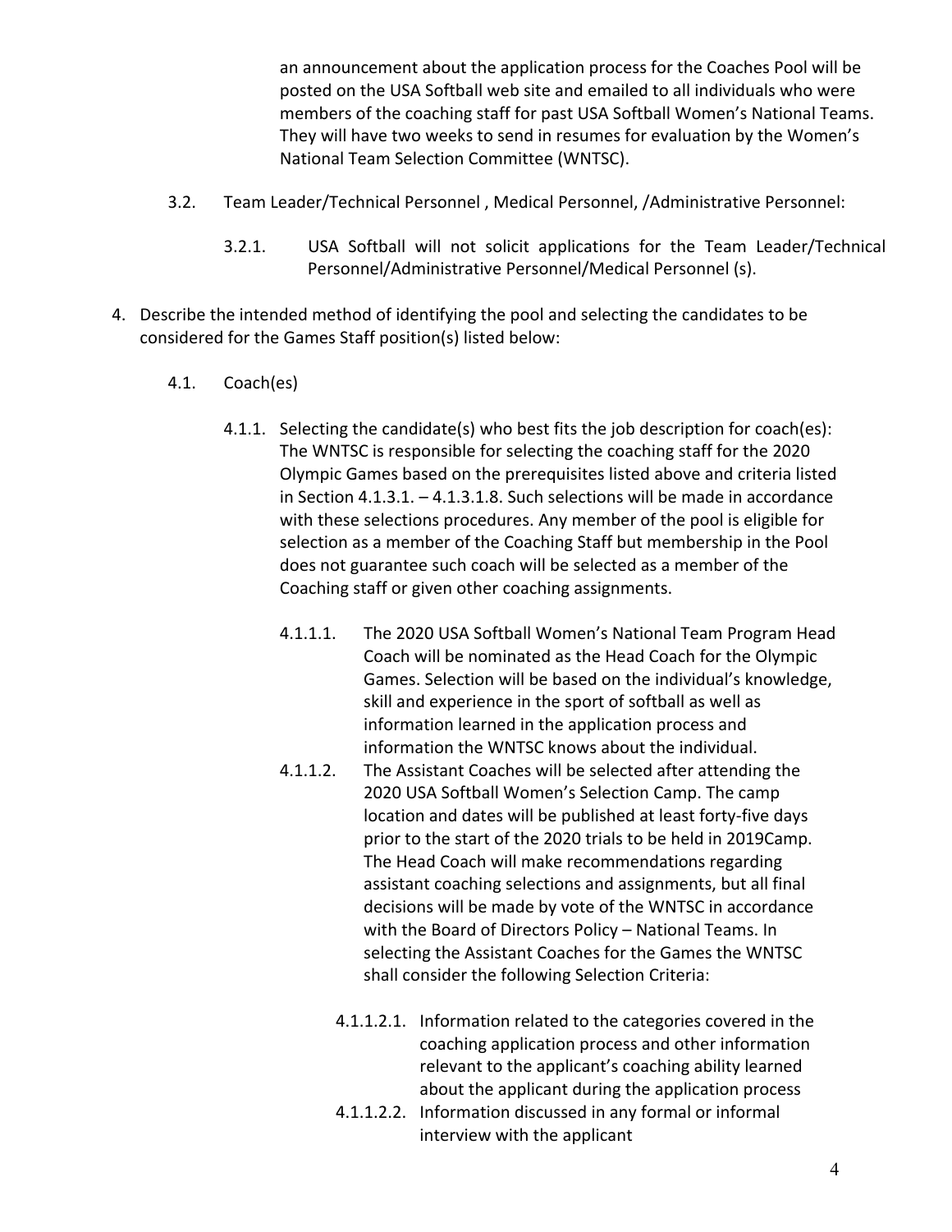an announcement about the application process for the Coaches Pool will be posted on the USA Softball web site and emailed to all individuals who were members of the coaching staff for past USA Softball Women's National Teams. They will have two weeks to send in resumes for evaluation by the Women's National Team Selection Committee (WNTSC).

3.2. Team Leader/Technical Personnel , Medical Personnel, /Administrative Personnel:

3.2.1. USA Softball will not solicit applications for the Team Leader/Technical Personnel/Administrative Personnel/Medical Personnel (s).

4. Describe the intended method of identifying the pool and selecting the candidates to be considered for the Games Staff position(s) listed below:

4.1. Coach(es)

4.1.1. Selecting the candidate(s) who best fits the job description for coach(es): The WNTSC is responsible for selecting the coaching staff for the 2020 Olympic Games based on the prerequisites listed above and criteria listed in Section 4.1.3.1. – 4.1.3.1.8. Such selections will be made in accordance with these selections procedures. Any member of the pool is eligible for selection as a member of the Coaching Staff but membership in the Pool does not guarantee such coach will be selected as a member of the Coaching staff or given other coaching assignments.

4.1.1.1. The 2020 USA Softball Women's National Team Program Head Coach will be nominated as the Head Coach for the Olympic Games. Selection will be based on the individual's knowledge, skill and experience in the sport of softball as well as information learned in the application process and information the WNTSC knows about the individual.

4.1.1.2. The Assistant Coaches will be selected after attending the 2020 USA Softball Women's Selection Camp. The camp location and dates will be published at least forty-five days prior to the start of the 2020 trials to be held in 2019Camp. The Head Coach will make recommendations regarding assistant coaching selections and assignments, but all final decisions will be made by vote of the WNTSC in accordance with the Board of Directors Policy – National Teams. In selecting the Assistant Coaches for the Games the WNTSC shall consider the following Selection Criteria:

4.1.1.2.1. Information related to the categories covered in the coaching application process and other information relevant to the applicant's coaching ability learned about the applicant during the application process

4.1.1.2.2. Information discussed in any formal or informal interview with the applicant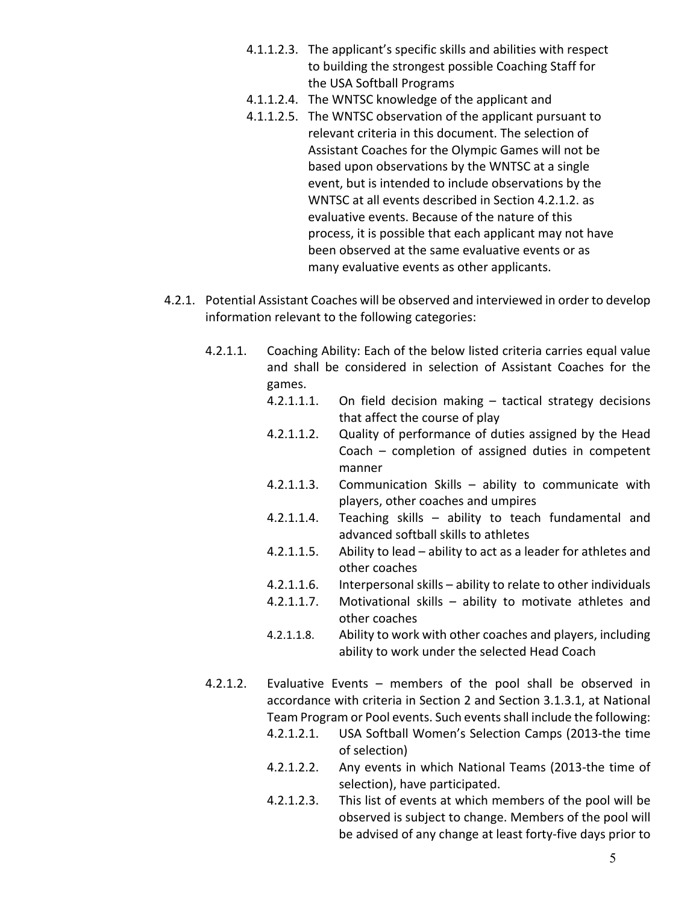- 4.1.1.2.3. The applicant's specific skills and abilities with respect to building the strongest possible Coaching Staff for the USA Softball Programs
- 4.1.1.2.4. The WNTSC knowledge of the applicant and
- 4.1.1.2.5. The WNTSC observation of the applicant pursuant to relevant criteria in this document. The selection of Assistant Coaches for the Olympic Games will not be based upon observations by the WNTSC at a single event, but is intended to include observations by the WNTSC at all events described in Section 4.2.1.2. as evaluative events. Because of the nature of this process, it is possible that each applicant may not have been observed at the same evaluative events or as many evaluative events as other applicants.

4.2.1. Potential Assistant Coaches will be observed and interviewed in order to develop information relevant to the following categories:

- 4.2.1.1. Coaching Ability: Each of the below listed criteria carries equal value and shall be considered in selection of Assistant Coaches for the games.
  - 4.2.1.1.1. On field decision making – tactical strategy decisions that affect the course of play
  - 4.2.1.1.2. Quality of performance of duties assigned by the Head Coach – completion of assigned duties in competent manner
  - 4.2.1.1.3. Communication Skills – ability to communicate with players, other coaches and umpires
  - 4.2.1.1.4. Teaching skills – ability to teach fundamental and advanced softball skills to athletes
  - 4.2.1.1.5. Ability to lead – ability to act as a leader for athletes and other coaches
  - 4.2.1.1.6. Interpersonal skills – ability to relate to other individuals
  - 4.2.1.1.7. Motivational skills – ability to motivate athletes and other coaches
  - 4.2.1.1.8. Ability to work with other coaches and players, including ability to work under the selected Head Coach
- 4.2.1.2. Evaluative Events – members of the pool shall be observed in accordance with criteria in Section 2 and Section 3.1.3.1, at National Team Program or Pool events. Such events shall include the following:
  - 4.2.1.2.1. USA Softball Women's Selection Camps (2013-the time of selection)
  - 4.2.1.2.2. Any events in which National Teams (2013-the time of selection), have participated.
  - 4.2.1.2.3. This list of events at which members of the pool will be observed is subject to change. Members of the pool will be advised of any change at least forty-five days prior to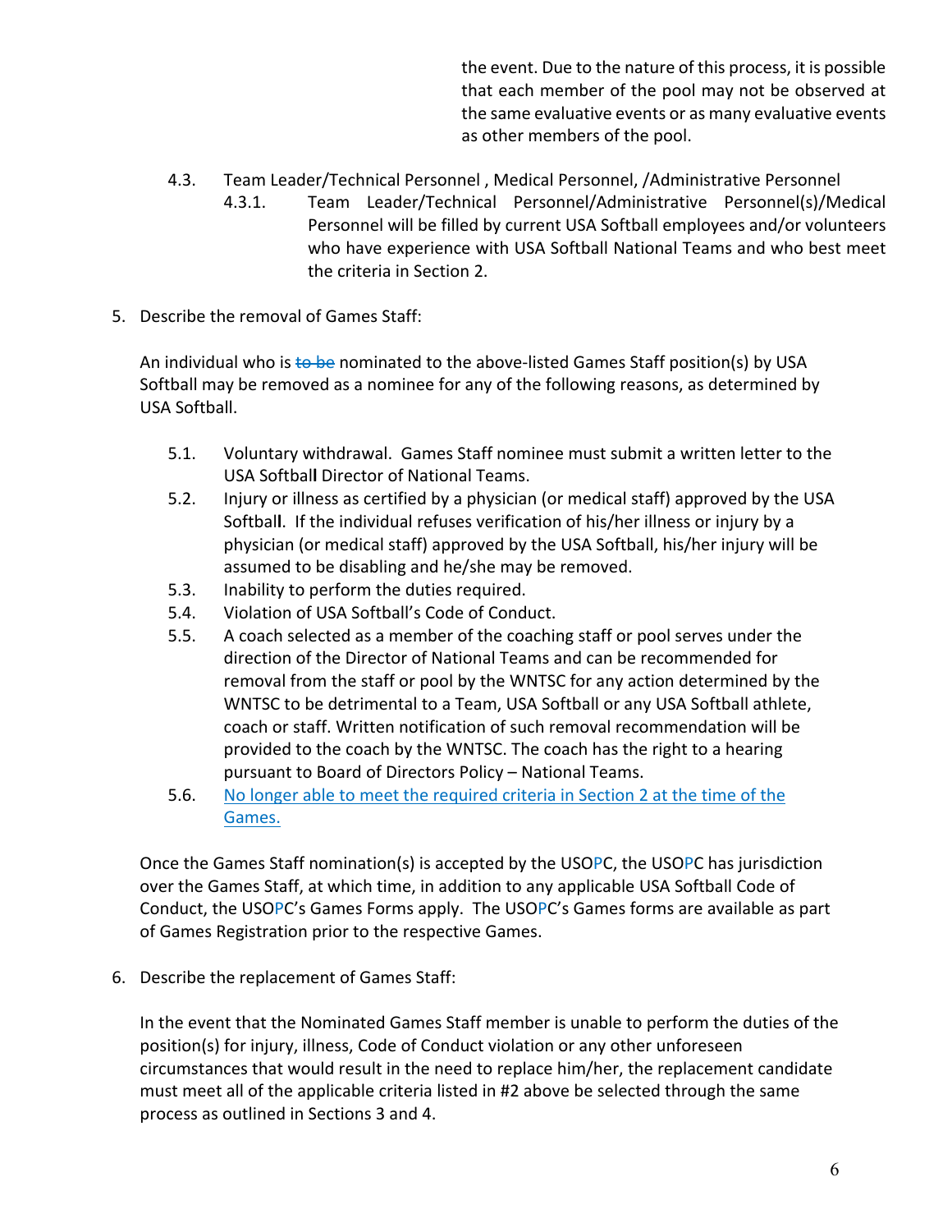the event. Due to the nature of this process, it is possible that each member of the pool may not be observed at the same evaluative events or as many evaluative events as other members of the pool.

4.3. Team Leader/Technical Personnel , Medical Personnel, /Administrative Personnel

4.3.1. Team Leader/Technical Personnel/Administrative Personnel(s)/Medical Personnel will be filled by current USA Softball employees and/or volunteers who have experience with USA Softball National Teams and who best meet the criteria in Section 2.

5. Describe the removal of Games Staff:

An individual who is ~~to be~~ nominated to the above-listed Games Staff position(s) by USA Softball may be removed as a nominee for any of the following reasons, as determined by USA Softball.

5.1. Voluntary withdrawal. Games Staff nominee must submit a written letter to the USA Softball Director of National Teams.

5.2. Injury or illness as certified by a physician (or medical staff) approved by the USA Softball. If the individual refuses verification of his/her illness or injury by a physician (or medical staff) approved by the USA Softball, his/her injury will be assumed to be disabling and he/she may be removed.

5.3. Inability to perform the duties required.

5.4. Violation of USA Softball's Code of Conduct.

5.5. A coach selected as a member of the coaching staff or pool serves under the direction of the Director of National Teams and can be recommended for removal from the staff or pool by the WNTSC for any action determined by the WNTSC to be detrimental to a Team, USA Softball or any USA Softball athlete, coach or staff. Written notification of such removal recommendation will be provided to the coach by the WNTSC. The coach has the right to a hearing pursuant to Board of Directors Policy – National Teams.

5.6. No longer able to meet the required criteria in Section 2 at the time of the Games.

Once the Games Staff nomination(s) is accepted by the USOPC, the USOPC has jurisdiction over the Games Staff, at which time, in addition to any applicable USA Softball Code of Conduct, the USOPC's Games Forms apply. The USOPC's Games forms are available as part of Games Registration prior to the respective Games.

6. Describe the replacement of Games Staff:

In the event that the Nominated Games Staff member is unable to perform the duties of the position(s) for injury, illness, Code of Conduct violation or any other unforeseen circumstances that would result in the need to replace him/her, the replacement candidate must meet all of the applicable criteria listed in #2 above be selected through the same process as outlined in Sections 3 and 4.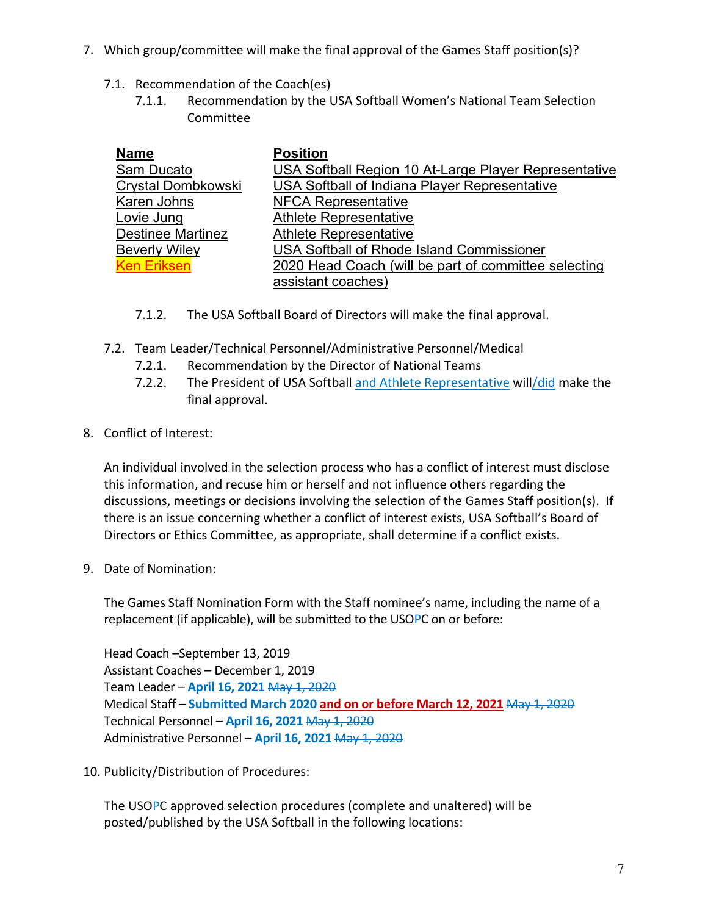7. Which group/committee will make the final approval of the Games Staff position(s)?

   7.1. Recommendation of the Coach(es)

      7.1.1. Recommendation by the USA Softball Women's National Team Selection Committee

| Name | Position |
|---|---|
| Sam Ducato | USA Softball Region 10 At-Large Player Representative |
| Crystal Dombkowski | USA Softball of Indiana Player Representative |
| Karen Johns | NFCA Representative |
| Lovie Jung | Athlete Representative |
| Destinee Martinez | Athlete Representative |
| Beverly Wiley | USA Softball of Rhode Island Commissioner |
| Ken Eriksen | 2020 Head Coach (will be part of committee selecting assistant coaches) |

      7.1.2. The USA Softball Board of Directors will make the final approval.

   7.2. Team Leader/Technical Personnel/Administrative Personnel/Medical

      7.2.1. Recommendation by the Director of National Teams

      7.2.2. The President of USA Softball and Athlete Representative will/did make the final approval.

8. Conflict of Interest:

   An individual involved in the selection process who has a conflict of interest must disclose this information, and recuse him or herself and not influence others regarding the discussions, meetings or decisions involving the selection of the Games Staff position(s). If there is an issue concerning whether a conflict of interest exists, USA Softball's Board of Directors or Ethics Committee, as appropriate, shall determine if a conflict exists.

9. Date of Nomination:

   The Games Staff Nomination Form with the Staff nominee's name, including the name of a replacement (if applicable), will be submitted to the USOPC on or before:

   Head Coach –September 13, 2019
   Assistant Coaches – December 1, 2019
   Team Leader – **April 16, 2021** ~~May 1, 2020~~
   Medical Staff – **Submitted March 2020** **and on or before March 12, 2021** ~~May 1, 2020~~
   Technical Personnel – **April 16, 2021** ~~May 1, 2020~~
   Administrative Personnel – **April 16, 2021** ~~May 1, 2020~~

10. Publicity/Distribution of Procedures:

   The USOPC approved selection procedures (complete and unaltered) will be posted/published by the USA Softball in the following locations: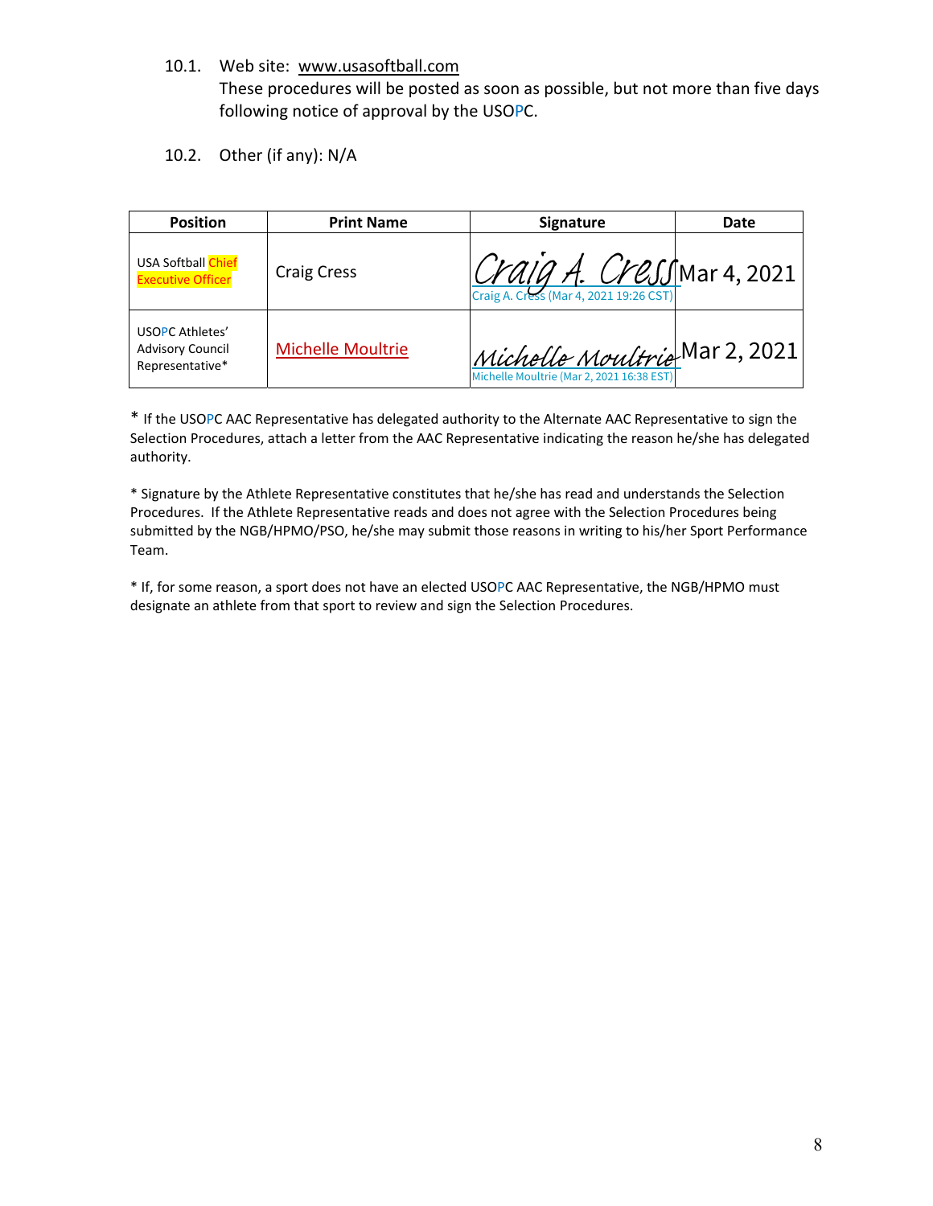10.1. Web site: www.usasoftball.com
These procedures will be posted as soon as possible, but not more than five days following notice of approval by the USOPC.

10.2. Other (if any): N/A

| Position | Print Name | Signature | Date |
|---|---|---|---|
| USA Softball Chief Executive Officer | Craig Cress | Craig A. Cress<br>Craig A. Cress (Mar 4, 2021 19:26 CST) | Mar 4, 2021 |
| USOPC Athletes' Advisory Council Representative* | Michelle Moultrie | Michelle Moultrie<br>Michelle Moultrie (Mar 2, 2021 16:38 EST) | Mar 2, 2021 |

\* If the USOPC AAC Representative has delegated authority to the Alternate AAC Representative to sign the Selection Procedures, attach a letter from the AAC Representative indicating the reason he/she has delegated authority.

\* Signature by the Athlete Representative constitutes that he/she has read and understands the Selection Procedures. If the Athlete Representative reads and does not agree with the Selection Procedures being submitted by the NGB/HPMO/PSO, he/she may submit those reasons in writing to his/her Sport Performance Team.

\* If, for some reason, a sport does not have an elected USOPC AAC Representative, the NGB/HPMO must designate an athlete from that sport to review and sign the Selection Procedures.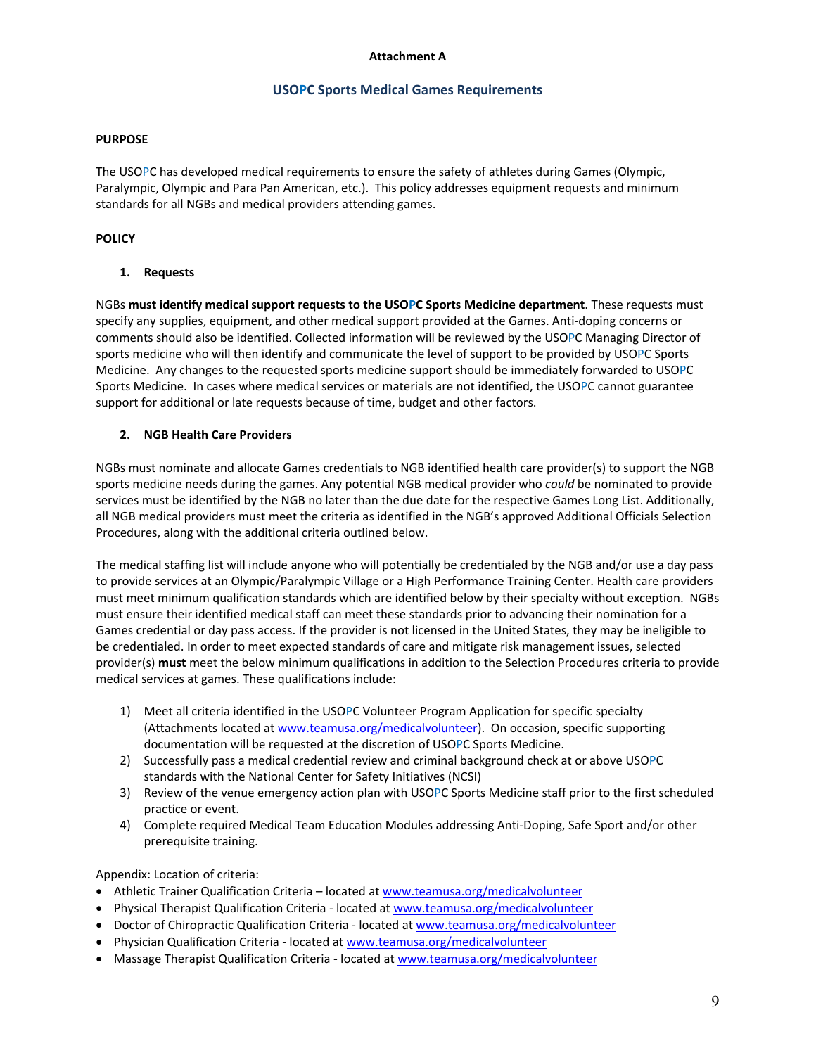**Attachment A**

## USOPC Sports Medical Games Requirements

**PURPOSE**

The USOPC has developed medical requirements to ensure the safety of athletes during Games (Olympic, Paralympic, Olympic and Para Pan American, etc.). This policy addresses equipment requests and minimum standards for all NGBs and medical providers attending games.

**POLICY**

1. **Requests**

NGBs **must identify medical support requests to the USOPC Sports Medicine department**. These requests must specify any supplies, equipment, and other medical support provided at the Games. Anti-doping concerns or comments should also be identified. Collected information will be reviewed by the USOPC Managing Director of sports medicine who will then identify and communicate the level of support to be provided by USOPC Sports Medicine. Any changes to the requested sports medicine support should be immediately forwarded to USOPC Sports Medicine. In cases where medical services or materials are not identified, the USOPC cannot guarantee support for additional or late requests because of time, budget and other factors.

2. **NGB Health Care Providers**

NGBs must nominate and allocate Games credentials to NGB identified health care provider(s) to support the NGB sports medicine needs during the games. Any potential NGB medical provider who *could* be nominated to provide services must be identified by the NGB no later than the due date for the respective Games Long List. Additionally, all NGB medical providers must meet the criteria as identified in the NGB's approved Additional Officials Selection Procedures, along with the additional criteria outlined below.

The medical staffing list will include anyone who will potentially be credentialed by the NGB and/or use a day pass to provide services at an Olympic/Paralympic Village or a High Performance Training Center. Health care providers must meet minimum qualification standards which are identified below by their specialty without exception. NGBs must ensure their identified medical staff can meet these standards prior to advancing their nomination for a Games credential or day pass access. If the provider is not licensed in the United States, they may be ineligible to be credentialed. In order to meet expected standards of care and mitigate risk management issues, selected provider(s) **must** meet the below minimum qualifications in addition to the Selection Procedures criteria to provide medical services at games. These qualifications include:

1) Meet all criteria identified in the USOPC Volunteer Program Application for specific specialty (Attachments located at www.teamusa.org/medicalvolunteer). On occasion, specific supporting documentation will be requested at the discretion of USOPC Sports Medicine.
2) Successfully pass a medical credential review and criminal background check at or above USOPC standards with the National Center for Safety Initiatives (NCSI)
3) Review of the venue emergency action plan with USOPC Sports Medicine staff prior to the first scheduled practice or event.
4) Complete required Medical Team Education Modules addressing Anti-Doping, Safe Sport and/or other prerequisite training.

Appendix: Location of criteria:

- Athletic Trainer Qualification Criteria – located at www.teamusa.org/medicalvolunteer
- Physical Therapist Qualification Criteria - located at www.teamusa.org/medicalvolunteer
- Doctor of Chiropractic Qualification Criteria - located at www.teamusa.org/medicalvolunteer
- Physician Qualification Criteria - located at www.teamusa.org/medicalvolunteer
- Massage Therapist Qualification Criteria - located at www.teamusa.org/medicalvolunteer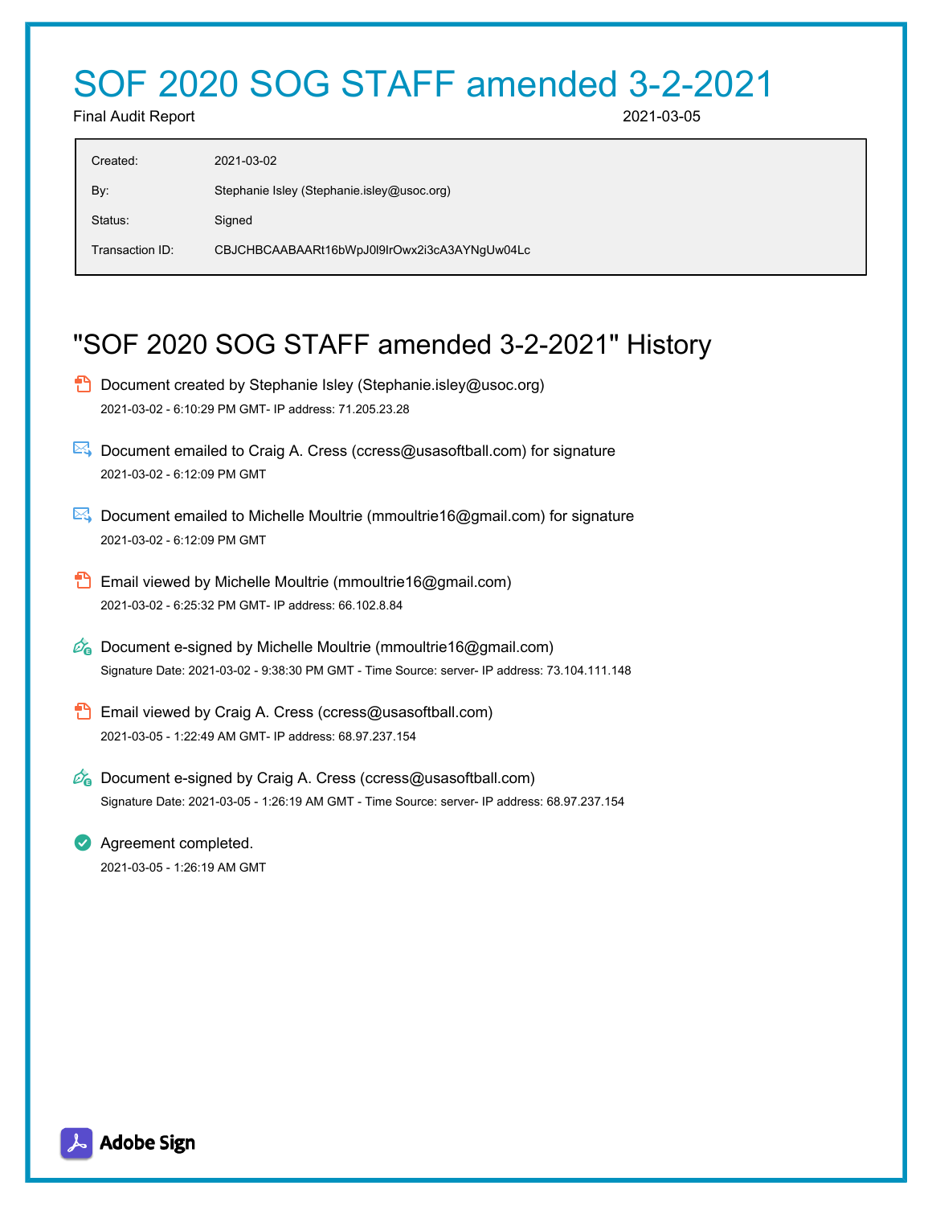# SOF 2020 SOG STAFF amended 3-2-2021

Final Audit Report 2021-03-05

| | |
|---|---|
| Created: | 2021-03-02 |
| By: | Stephanie Isley (Stephanie.isley@usoc.org) |
| Status: | Signed |
| Transaction ID: | CBJCHBCAABAARt16bWpJ0l9lrOwx2i3cA3AYNgUw04Lc |

## "SOF 2020 SOG STAFF amended 3-2-2021" History

- Document created by Stephanie Isley (Stephanie.isley@usoc.org)
  2021-03-02 - 6:10:29 PM GMT- IP address: 71.205.23.28

- Document emailed to Craig A. Cress (ccress@usasoftball.com) for signature
  2021-03-02 - 6:12:09 PM GMT

- Document emailed to Michelle Moultrie (mmoultrie16@gmail.com) for signature
  2021-03-02 - 6:12:09 PM GMT

- Email viewed by Michelle Moultrie (mmoultrie16@gmail.com)
  2021-03-02 - 6:25:32 PM GMT- IP address: 66.102.8.84

- Document e-signed by Michelle Moultrie (mmoultrie16@gmail.com)
  Signature Date: 2021-03-02 - 9:38:30 PM GMT - Time Source: server- IP address: 73.104.111.148

- Email viewed by Craig A. Cress (ccress@usasoftball.com)
  2021-03-05 - 1:22:49 AM GMT- IP address: 68.97.237.154

- Document e-signed by Craig A. Cress (ccress@usasoftball.com)
  Signature Date: 2021-03-05 - 1:26:19 AM GMT - Time Source: server- IP address: 68.97.237.154

- Agreement completed.
  2021-03-05 - 1:26:19 AM GMT

Adobe Sign